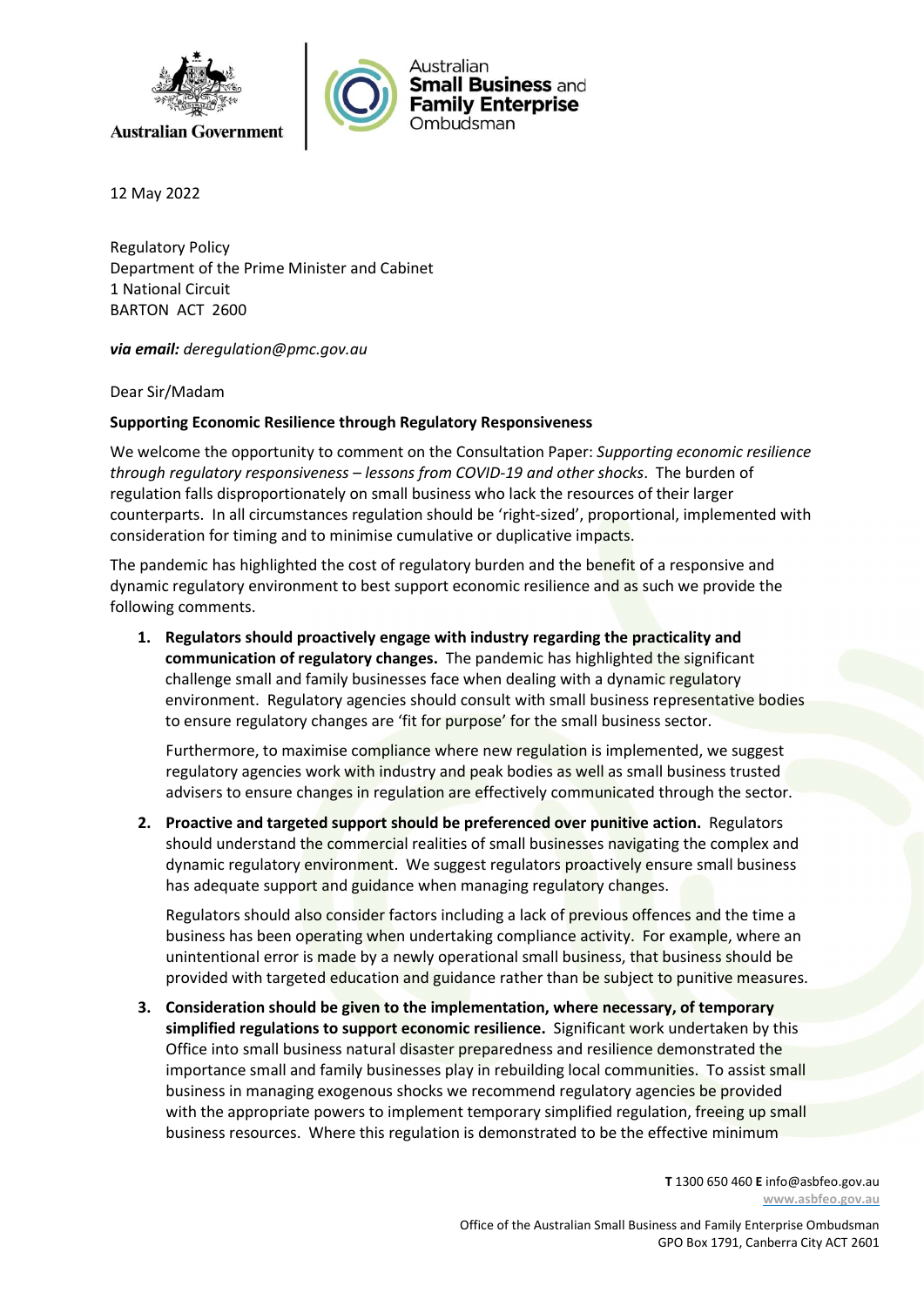Australian Government

Australian Small Business and Family Enterprise Ombudsman

12 May 2022

Regulatory Policy
Department of the Prime Minister and Cabinet
1 National Circuit
BARTON ACT 2600

***via email:*** *deregulation@pmc.gov.au*

Dear Sir/Madam

**Supporting Economic Resilience through Regulatory Responsiveness**

We welcome the opportunity to comment on the Consultation Paper: *Supporting economic resilience through regulatory responsiveness – lessons from COVID-19 and other shocks*. The burden of regulation falls disproportionately on small business who lack the resources of their larger counterparts. In all circumstances regulation should be 'right-sized', proportional, implemented with consideration for timing and to minimise cumulative or duplicative impacts.

The pandemic has highlighted the cost of regulatory burden and the benefit of a responsive and dynamic regulatory environment to best support economic resilience and as such we provide the following comments.

1. **Regulators should proactively engage with industry regarding the practicality and communication of regulatory changes.** The pandemic has highlighted the significant challenge small and family businesses face when dealing with a dynamic regulatory environment. Regulatory agencies should consult with small business representative bodies to ensure regulatory changes are 'fit for purpose' for the small business sector.

   Furthermore, to maximise compliance where new regulation is implemented, we suggest regulatory agencies work with industry and peak bodies as well as small business trusted advisers to ensure changes in regulation are effectively communicated through the sector.

2. **Proactive and targeted support should be preferenced over punitive action.** Regulators should understand the commercial realities of small businesses navigating the complex and dynamic regulatory environment. We suggest regulators proactively ensure small business has adequate support and guidance when managing regulatory changes.

   Regulators should also consider factors including a lack of previous offences and the time a business has been operating when undertaking compliance activity. For example, where an unintentional error is made by a newly operational small business, that business should be provided with targeted education and guidance rather than be subject to punitive measures.

3. **Consideration should be given to the implementation, where necessary, of temporary simplified regulations to support economic resilience.** Significant work undertaken by this Office into small business natural disaster preparedness and resilience demonstrated the importance small and family businesses play in rebuilding local communities. To assist small business in managing exogenous shocks we recommend regulatory agencies be provided with the appropriate powers to implement temporary simplified regulation, freeing up small business resources. Where this regulation is demonstrated to be the effective minimum

**T** 1300 650 460 **E** info@asbfeo.gov.au
www.asbfeo.gov.au

Office of the Australian Small Business and Family Enterprise Ombudsman
GPO Box 1791, Canberra City ACT 2601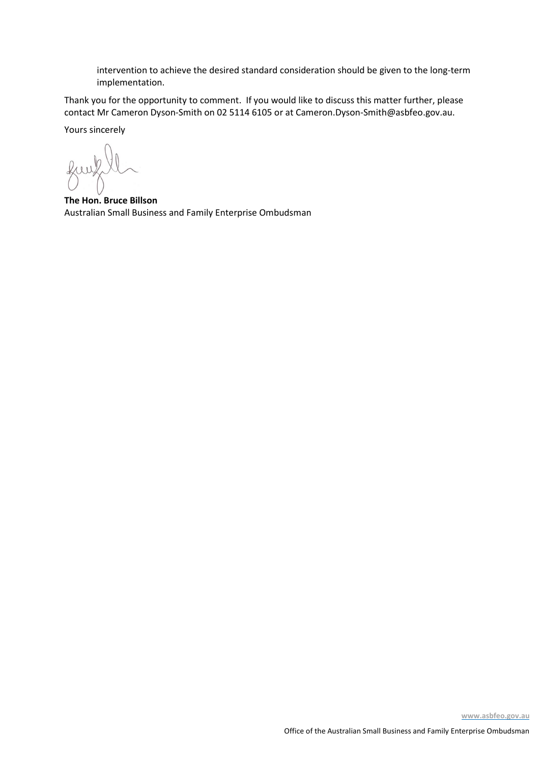intervention to achieve the desired standard consideration should be given to the long-term implementation.

Thank you for the opportunity to comment. If you would like to discuss this matter further, please contact Mr Cameron Dyson-Smith on 02 5114 6105 or at Cameron.Dyson-Smith@asbfeo.gov.au.

Yours sincerely

**The Hon. Bruce Billson**
Australian Small Business and Family Enterprise Ombudsman